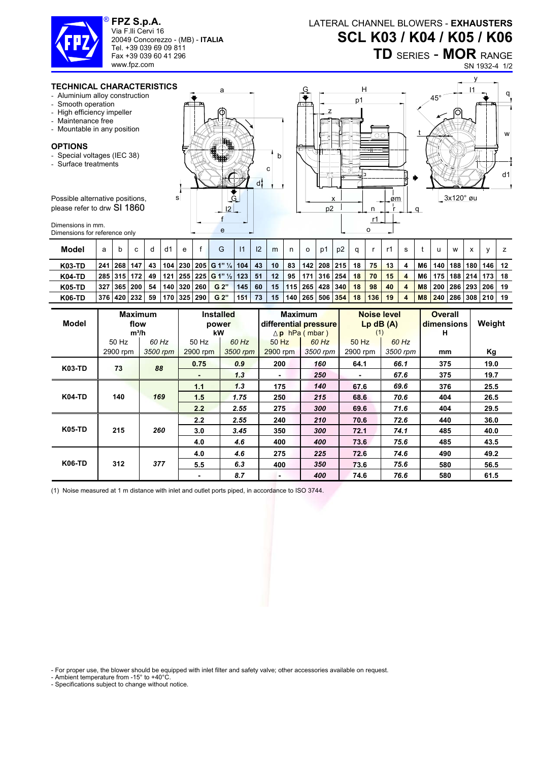**FPZ S.p.A.**
Via F.lli Cervi 16
20049 Concorezzo - (MB) - **ITALIA**
Tel. +39 039 69 09 811
Fax +39 039 60 41 296
www.fpz.com

# LATERAL CHANNEL BLOWERS - EXHAUSTERS
# SCL K03 / K04 / K05 / K06
## TD SERIES - MOR RANGE

SN 1932-4 1/2

### TECHNICAL CHARACTERISTICS

- Aluminium alloy construction
- Smooth operation
- High efficiency impeller
- Maintenance free
- Mountable in any position

### OPTIONS

- Special voltages (IEC 38)
- Surface treatments

Possible alternative positions, please refer to drw SI 1860

Dimensions in mm.
Dimensions for reference only

| Model | a | b | c | d | d1 | e | f | G | l1 | l2 | m | n | o | p1 | p2 | q | r | r1 | s | t | u | w | x | y | z |
|---|---|---|---|---|---|---|---|---|---|---|---|---|---|---|---|---|---|---|---|---|---|---|---|---|---|
| K03-TD | 241 | 268 | 147 | 43 | 104 | 230 | 205 | G 1" ¼ | 104 | 43 | 10 | 83 | 142 | 208 | 215 | 18 | 75 | 13 | 4 | M6 | 140 | 188 | 180 | 146 | 12 |
| K04-TD | 285 | 315 | 172 | 49 | 121 | 255 | 225 | G 1" ½ | 123 | 51 | 12 | 95 | 171 | 316 | 254 | 18 | 70 | 15 | 4 | M6 | 175 | 188 | 214 | 173 | 18 |
| K05-TD | 327 | 365 | 200 | 54 | 140 | 320 | 260 | G 2" | 145 | 60 | 15 | 115 | 265 | 428 | 340 | 18 | 98 | 40 | 4 | M8 | 200 | 286 | 293 | 206 | 19 |
| K06-TD | 376 | 420 | 232 | 59 | 170 | 325 | 290 | G 2" | 151 | 73 | 15 | 140 | 265 | 506 | 354 | 18 | 136 | 19 | 4 | M8 | 240 | 286 | 308 | 210 | 19 |

| Model | Maximum flow m³/h | | Installed power kW | | Maximum differential pressure ∆p hPa ( mbar ) | | Noise level Lp dB (A) (1) | | Overall dimensions H | Weight |
|---|---|---|---|---|---|---|---|---|---|---|
| | 50 Hz 2900 rpm | *60 Hz 3500 rpm* | 50 Hz 2900 rpm | *60 Hz 3500 rpm* | 50 Hz 2900 rpm | *60 Hz 3500 rpm* | 50 Hz 2900 rpm | *60 Hz 3500 rpm* | mm | Kg |
| K03-TD | 73 | *88* | 0.75 | *0.9* | 200 | *160* | 64.1 | *66.1* | 375 | 19.0 |
| | | | - | *1.3* | - | *250* | - | *67.6* | 375 | 19.7 |
| K04-TD | 140 | *169* | 1.1 | *1.3* | 175 | *140* | 67.6 | *69.6* | 376 | 25.5 |
| | | | 1.5 | *1.75* | 250 | *215* | 68.6 | *70.6* | 404 | 26.5 |
| | | | 2.2 | *2.55* | 275 | *300* | 69.6 | *71.6* | 404 | 29.5 |
| K05-TD | 215 | *260* | 2.2 | *2.55* | 240 | *210* | 70.6 | *72.6* | 440 | 36.0 |
| | | | 3.0 | *3.45* | 350 | *300* | 72.1 | *74.1* | 485 | 40.0 |
| | | | 4.0 | *4.6* | 400 | *400* | 73.6 | *75.6* | 485 | 43.5 |
| K06-TD | 312 | *377* | 4.0 | *4.6* | 275 | *225* | 72.6 | *74.6* | 490 | 49.2 |
| | | | 5.5 | *6.3* | 400 | *350* | 73.6 | *75.6* | 580 | 56.5 |
| | | | - | *8.7* | - | *400* | 74.6 | *76.6* | 580 | 61.5 |

(1) Noise measured at 1 m distance with inlet and outlet ports piped, in accordance to ISO 3744.

- For proper use, the blower should be equipped with inlet filter and safety valve; other accessories available on request.
- Ambient temperature from -15° to +40°C.
- Specifications subject to change without notice.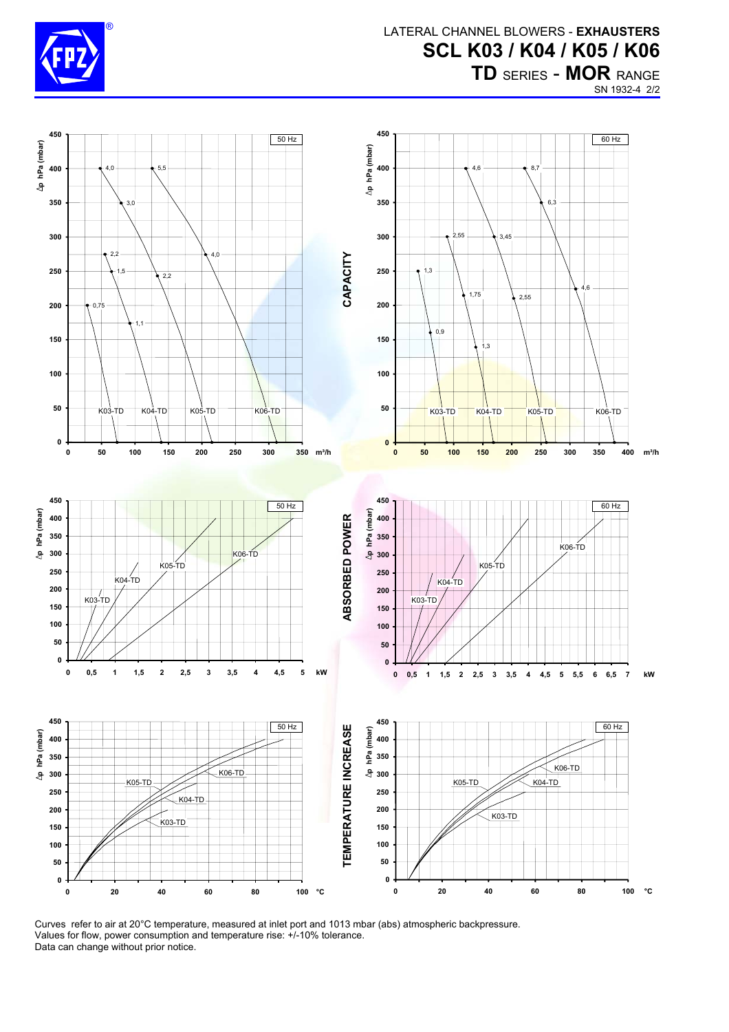# LATERAL CHANNEL BLOWERS - **EXHAUSTERS**

# SCL K03 / K04 / K05 / K06

## TD SERIES - MOR RANGE

SN 1932-4 2/2

**CAPACITY**

50 Hz

Δp hPa (mbar)

450
400
350
300
250
200
150
100
50
0

0 50 100 150 200 250 300 350 m³/h

4,0
3,0
2,2
1,5
0,75
1,1
5,5
2,2
4,0

K03-TD
K04-TD
K05-TD
K06-TD

60 Hz

Δp hPa (mbar)

450
400
350
300
250
200
150
100
50
0

0 50 100 150 200 250 300 350 400 m³/h

4,6
8,7
6,3
2,55
3,45
1,3
4,6
1,75
2,55
0,9
1,3

K03-TD
K04-TD
K05-TD
K06-TD

**ABSORBED POWER**

50 Hz

Δp hPa (mbar)

450
400
350
300
250
200
150
100
50
0

0 0,5 1 1,5 2 2,5 3 3,5 4 4,5 5 kW

K03-TD
K04-TD
K05-TD
K06-TD

60 Hz

Δp hPa (mbar)

450
400
350
300
250
200
150
100
50
0

0 0,5 1 1,5 2 2,5 3 3,5 4 4,5 5 5,5 6 6,5 7 kW

K03-TD
K04-TD
K05-TD
K06-TD

**TEMPERATURE INCREASE**

50 Hz

Δp hPa (mbar)

450
400
350
300
250
200
150
100
50
0

0 20 40 60 80 100 °C

K03-TD
K04-TD
K05-TD
K06-TD

60 Hz

Δp hPa (mbar)

450
400
350
300
250
200
150
100
50
0

0 20 40 60 80 100 °C

K03-TD
K04-TD
K05-TD
K06-TD

Curves refer to air at 20°C temperature, measured at inlet port and 1013 mbar (abs) atmospheric backpressure.
Values for flow, power consumption and temperature rise: +/-10% tolerance.
Data can change without prior notice.